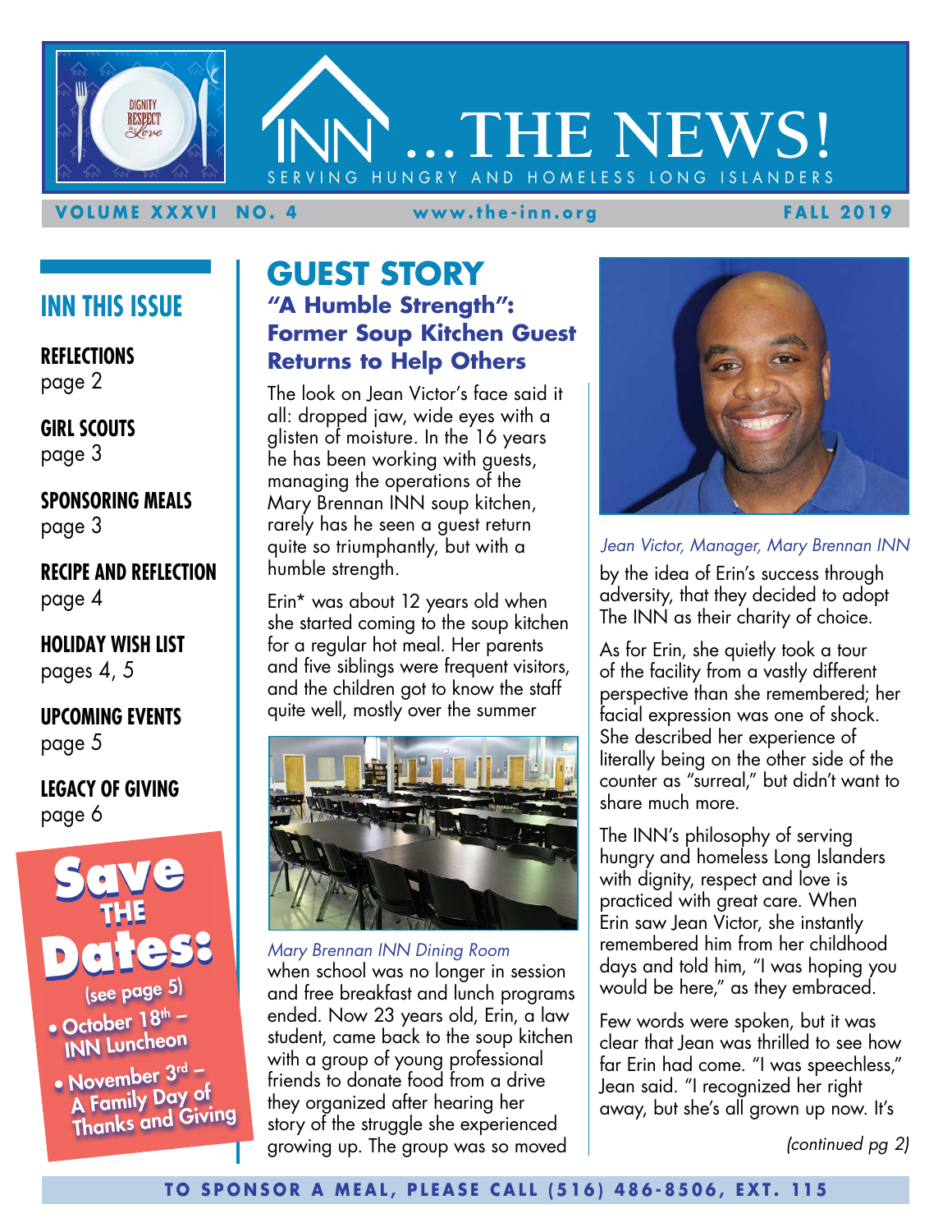# INN ...THE NEWS!

SERVING HUNGRY AND HOMELESS LONG ISLANDERS

**VOLUME XXXVI NO. 4** **www.the-inn.org** **FALL 2019**

## INN THIS ISSUE

**REFLECTIONS**
page 2

**GIRL SCOUTS**
page 3

**SPONSORING MEALS**
page 3

**RECIPE AND REFLECTION**
page 4

**HOLIDAY WISH LIST**
pages 4, 5

**UPCOMING EVENTS**
page 5

**LEGACY OF GIVING**
page 6

**Save THE Dates:**
(see page 5)

- October 18th – INN Luncheon
- November 3rd – A Family Day of Thanks and Giving

## GUEST STORY

### "A Humble Strength": Former Soup Kitchen Guest Returns to Help Others

The look on Jean Victor's face said it all: dropped jaw, wide eyes with a glisten of moisture. In the 16 years he has been working with guests, managing the operations of the Mary Brennan INN soup kitchen, rarely has he seen a guest return quite so triumphantly, but with a humble strength.

Erin* was about 12 years old when she started coming to the soup kitchen for a regular hot meal. Her parents and five siblings were frequent visitors, and the children got to know the staff quite well, mostly over the summer when school was no longer in session and free breakfast and lunch programs ended. Now 23 years old, Erin, a law student, came back to the soup kitchen with a group of young professional friends to donate food from a drive they organized after hearing her story of the struggle she experienced growing up. The group was so moved by the idea of Erin's success through adversity, that they decided to adopt The INN as their charity of choice.

*Mary Brennan INN Dining Room*

*Jean Victor, Manager, Mary Brennan INN*

As for Erin, she quietly took a tour of the facility from a vastly different perspective than she remembered; her facial expression was one of shock. She described her experience of literally being on the other side of the counter as "surreal," but didn't want to share much more.

The INN's philosophy of serving hungry and homeless Long Islanders with dignity, respect and love is practiced with great care. When Erin saw Jean Victor, she instantly remembered him from her childhood days and told him, "I was hoping you would be here," as they embraced.

Few words were spoken, but it was clear that Jean was thrilled to see how far Erin had come. "I was speechless," Jean said. "I recognized her right away, but she's all grown up now. It's

*(continued pg 2)*

**TO SPONSOR A MEAL, PLEASE CALL (516) 486-8506, EXT. 115**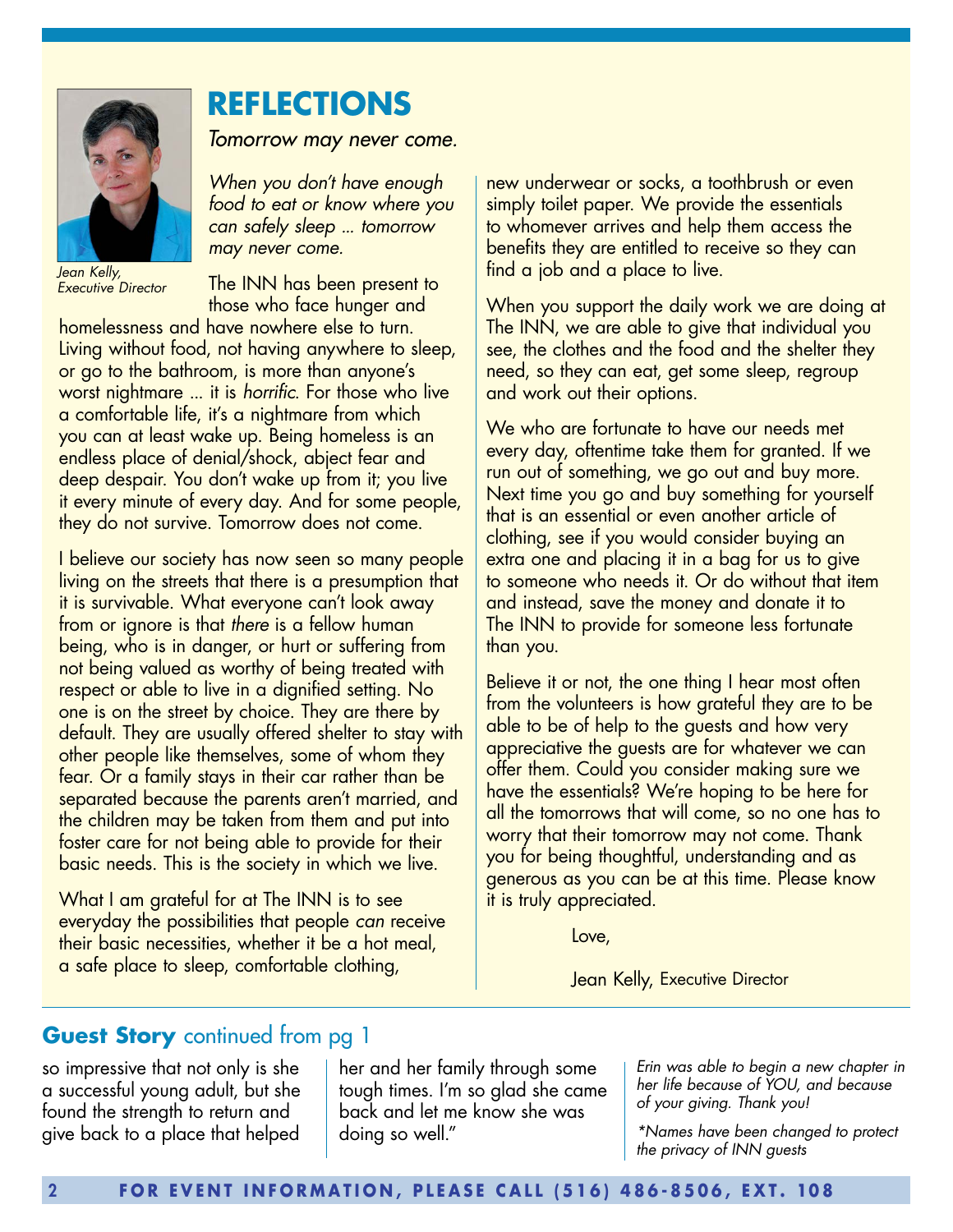## REFLECTIONS

*Tomorrow may never come.*

Jean Kelly, Executive Director

*When you don't have enough food to eat or know where you can safely sleep ... tomorrow may never come.*

The INN has been present to those who face hunger and homelessness and have nowhere else to turn. Living without food, not having anywhere to sleep, or go to the bathroom, is more than anyone's worst nightmare ... it is *horrific*. For those who live a comfortable life, it's a nightmare from which you can at least wake up. Being homeless is an endless place of denial/shock, abject fear and deep despair. You don't wake up from it; you live it every minute of every day. And for some people, they do not survive. Tomorrow does not come.

I believe our society has now seen so many people living on the streets that there is a presumption that it is survivable. What everyone can't look away from or ignore is that *there* is a fellow human being, who is in danger, or hurt or suffering from not being valued as worthy of being treated with respect or able to live in a dignified setting. No one is on the street by choice. They are there by default. They are usually offered shelter to stay with other people like themselves, some of whom they fear. Or a family stays in their car rather than be separated because the parents aren't married, and the children may be taken from them and put into foster care for not being able to provide for their basic needs. This is the society in which we live.

What I am grateful for at The INN is to see everyday the possibilities that people *can* receive their basic necessities, whether it be a hot meal, a safe place to sleep, comfortable clothing, new underwear or socks, a toothbrush or even simply toilet paper. We provide the essentials to whomever arrives and help them access the benefits they are entitled to receive so they can find a job and a place to live.

When you support the daily work we are doing at The INN, we are able to give that individual you see, the clothes and the food and the shelter they need, so they can eat, get some sleep, regroup and work out their options.

We who are fortunate to have our needs met every day, oftentime take them for granted. If we run out of something, we go out and buy more. Next time you go and buy something for yourself that is an essential or even another article of clothing, see if you would consider buying an extra one and placing it in a bag for us to give to someone who needs it. Or do without that item and instead, save the money and donate it to The INN to provide for someone less fortunate than you.

Believe it or not, the one thing I hear most often from the volunteers is how grateful they are to be able to be of help to the guests and how very appreciative the guests are for whatever we can offer them. Could you consider making sure we have the essentials? We're hoping to be here for all the tomorrows that will come, so no one has to worry that their tomorrow may not come. Thank you for being thoughtful, understanding and as generous as you can be at this time. Please know it is truly appreciated.

Love,

Jean Kelly, Executive Director

## **Guest Story** continued from pg 1

so impressive that not only is she a successful young adult, but she found the strength to return and give back to a place that helped her and her family through some tough times. I'm so glad she came back and let me know she was doing so well."

*Erin was able to begin a new chapter in her life because of YOU, and because of your giving. Thank you!*

*\*Names have been changed to protect the privacy of INN guests*

**FOR EVENT INFORMATION, PLEASE CALL (516) 486-8506, EXT. 108**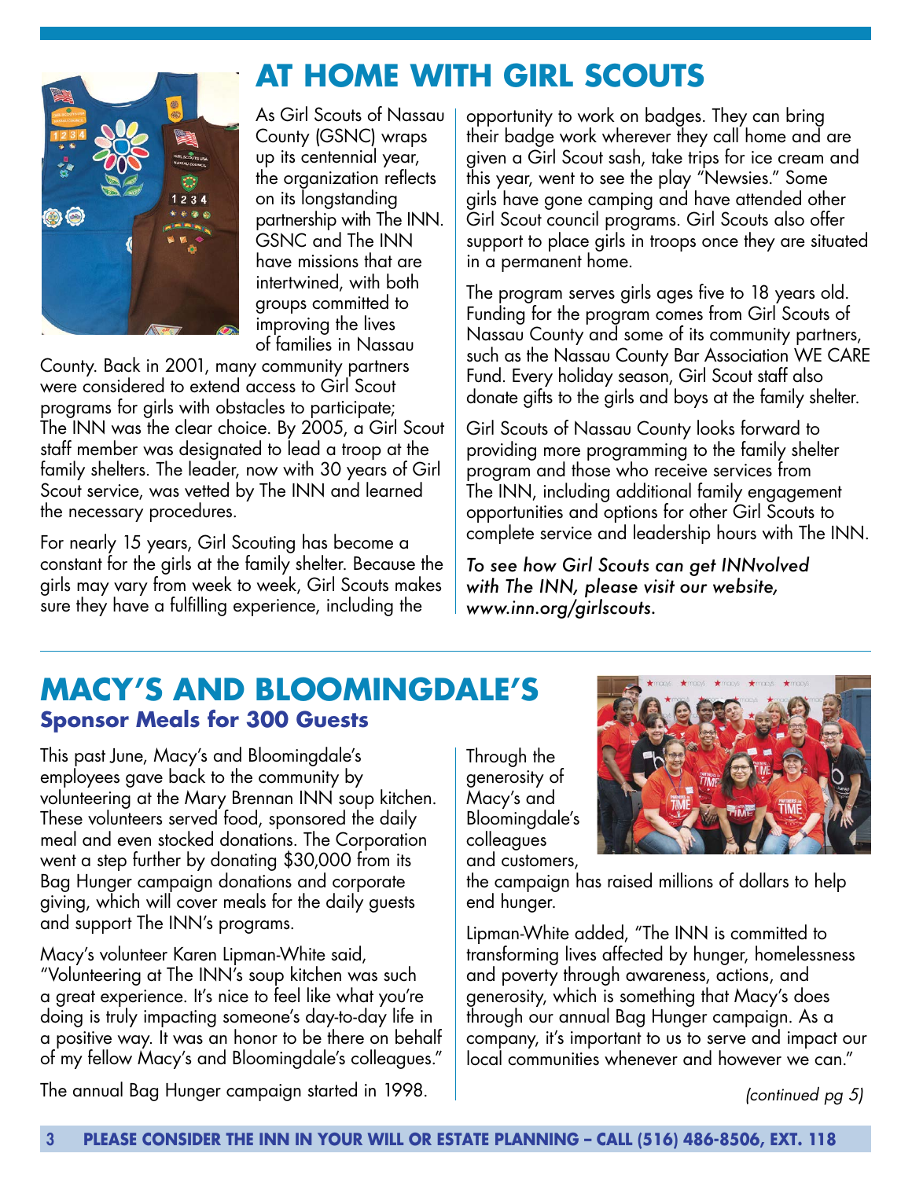# AT HOME WITH GIRL SCOUTS

As Girl Scouts of Nassau County (GSNC) wraps up its centennial year, the organization reflects on its longstanding partnership with The INN. GSNC and The INN have missions that are intertwined, with both groups committed to improving the lives of families in Nassau County. Back in 2001, many community partners were considered to extend access to Girl Scout programs for girls with obstacles to participate; The INN was the clear choice. By 2005, a Girl Scout staff member was designated to lead a troop at the family shelters. The leader, now with 30 years of Girl Scout service, was vetted by The INN and learned the necessary procedures.

For nearly 15 years, Girl Scouting has become a constant for the girls at the family shelter. Because the girls may vary from week to week, Girl Scouts makes sure they have a fulfilling experience, including the opportunity to work on badges. They can bring their badge work wherever they call home and are given a Girl Scout sash, take trips for ice cream and this year, went to see the play "Newsies." Some girls have gone camping and have attended other Girl Scout council programs. Girl Scouts also offer support to place girls in troops once they are situated in a permanent home.

The program serves girls ages five to 18 years old. Funding for the program comes from Girl Scouts of Nassau County and some of its community partners, such as the Nassau County Bar Association WE CARE Fund. Every holiday season, Girl Scout staff also donate gifts to the girls and boys at the family shelter.

Girl Scouts of Nassau County looks forward to providing more programming to the family shelter program and those who receive services from The INN, including additional family engagement opportunities and options for other Girl Scouts to complete service and leadership hours with The INN.

*To see how Girl Scouts can get INNvolved with The INN, please visit our website, www.inn.org/girlscouts.*

# MACY'S AND BLOOMINGDALE'S

## Sponsor Meals for 300 Guests

This past June, Macy's and Bloomingdale's employees gave back to the community by volunteering at the Mary Brennan INN soup kitchen. These volunteers served food, sponsored the daily meal and even stocked donations. The Corporation went a step further by donating $30,000 from its Bag Hunger campaign donations and corporate giving, which will cover meals for the daily guests and support The INN's programs.

Macy's volunteer Karen Lipman-White said, "Volunteering at The INN's soup kitchen was such a great experience. It's nice to feel like what you're doing is truly impacting someone's day-to-day life in a positive way. It was an honor to be there on behalf of my fellow Macy's and Bloomingdale's colleagues."

The annual Bag Hunger campaign started in 1998. Through the generosity of Macy's and Bloomingdale's colleagues and customers, the campaign has raised millions of dollars to help end hunger.

Lipman-White added, "The INN is committed to transforming lives affected by hunger, homelessness and poverty through awareness, actions, and generosity, which is something that Macy's does through our annual Bag Hunger campaign. As a company, it's important to us to serve and impact our local communities whenever and however we can."

*(continued pg 5)*

**PLEASE CONSIDER THE INN IN YOUR WILL OR ESTATE PLANNING – CALL (516) 486-8506, EXT. 118**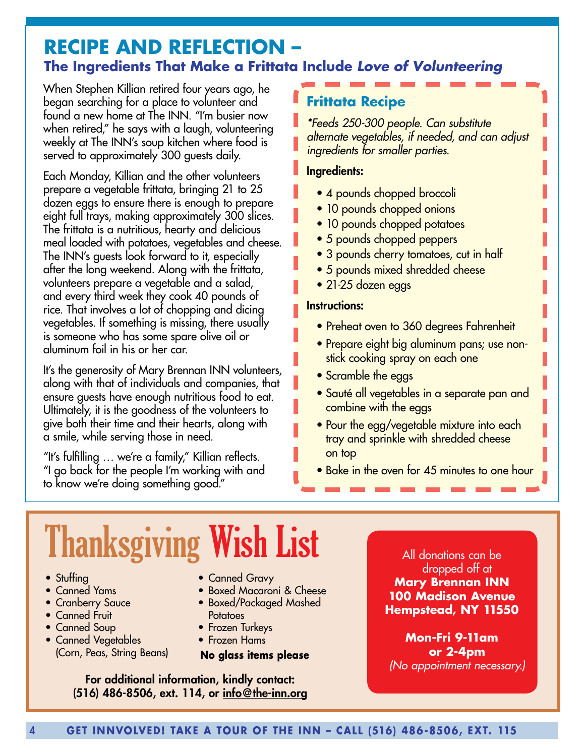# RECIPE AND REFLECTION –

## The Ingredients That Make a Frittata Include *Love of Volunteering*

When Stephen Killian retired four years ago, he began searching for a place to volunteer and found a new home at The INN. "I'm busier now when retired," he says with a laugh, volunteering weekly at The INN's soup kitchen where food is served to approximately 300 guests daily.

Each Monday, Killian and the other volunteers prepare a vegetable frittata, bringing 21 to 25 dozen eggs to ensure there is enough to prepare eight full trays, making approximately 300 slices. The frittata is a nutritious, hearty and delicious meal loaded with potatoes, vegetables and cheese. The INN's guests look forward to it, especially after the long weekend. Along with the frittata, volunteers prepare a vegetable and a salad, and every third week they cook 40 pounds of rice. That involves a lot of chopping and dicing vegetables. If something is missing, there usually is someone who has some spare olive oil or aluminum foil in his or her car.

It's the generosity of Mary Brennan INN volunteers, along with that of individuals and companies, that ensure guests have enough nutritious food to eat. Ultimately, it is the goodness of the volunteers to give both their time and their hearts, along with a smile, while serving those in need.

"It's fulfilling … we're a family," Killian reflects. "I go back for the people I'm working with and to know we're doing something good."

### Frittata Recipe

*\*Feeds 250-300 people. Can substitute alternate vegetables, if needed, and can adjust ingredients for smaller parties.*

**Ingredients:**

- 4 pounds chopped broccoli
- 10 pounds chopped onions
- 10 pounds chopped potatoes
- 5 pounds chopped peppers
- 3 pounds cherry tomatoes, cut in half
- 5 pounds mixed shredded cheese
- 21-25 dozen eggs

**Instructions:**

- Preheat oven to 360 degrees Fahrenheit
- Prepare eight big aluminum pans; use non-stick cooking spray on each one
- Scramble the eggs
- Sauté all vegetables in a separate pan and combine with the eggs
- Pour the egg/vegetable mixture into each tray and sprinkle with shredded cheese on top
- Bake in the oven for 45 minutes to one hour

# Thanksgiving Wish List

- Stuffing
- Canned Yams
- Cranberry Sauce
- Canned Fruit
- Canned Soup
- Canned Vegetables (Corn, Peas, String Beans)
- Canned Gravy
- Boxed Macaroni & Cheese
- Boxed/Packaged Mashed Potatoes
- Frozen Turkeys
- Frozen Hams

**No glass items please**

**For additional information, kindly contact: (516) 486-8506, ext. 114, or info@the-inn.org**

All donations can be dropped off at
**Mary Brennan INN**
**100 Madison Avenue**
**Hempstead, NY 11550**

**Mon-Fri 9-11am or 2-4pm**
*(No appointment necessary.)*

**GET INNVOLVED! TAKE A TOUR OF THE INN – CALL (516) 486-8506, EXT. 115**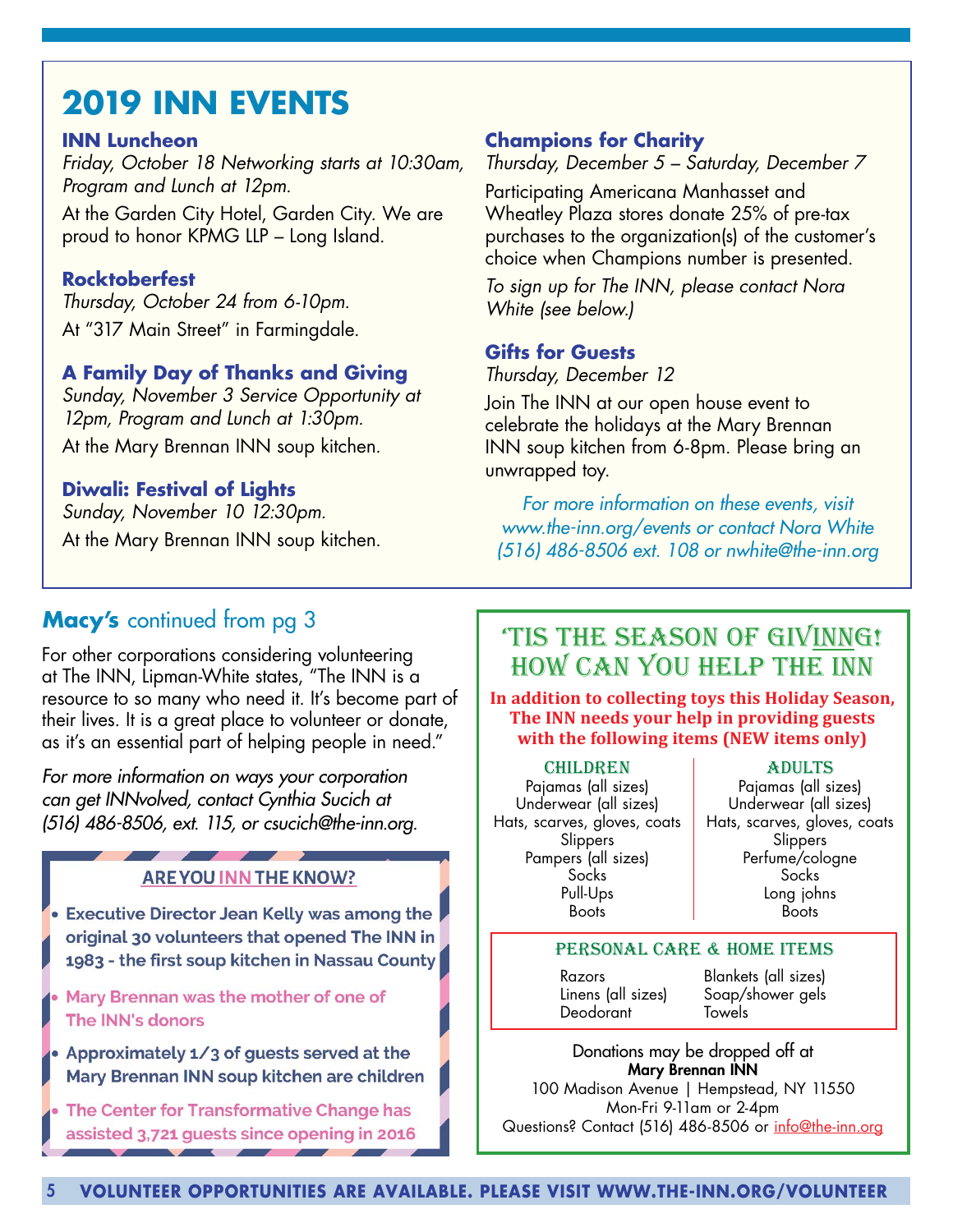## 2019 INN EVENTS

**INN Luncheon**
*Friday, October 18 Networking starts at 10:30am, Program and Lunch at 12pm.*
At the Garden City Hotel, Garden City. We are proud to honor KPMG LLP – Long Island.

**Rocktoberfest**
*Thursday, October 24 from 6-10pm.*
At "317 Main Street" in Farmingdale.

**A Family Day of Thanks and Giving**
*Sunday, November 3 Service Opportunity at 12pm, Program and Lunch at 1:30pm.*
At the Mary Brennan INN soup kitchen.

**Diwali: Festival of Lights**
*Sunday, November 10 12:30pm.*
At the Mary Brennan INN soup kitchen.

**Champions for Charity**
*Thursday, December 5 – Saturday, December 7*
Participating Americana Manhasset and Wheatley Plaza stores donate 25% of pre-tax purchases to the organization(s) of the customer's choice when Champions number is presented.
*To sign up for The INN, please contact Nora White (see below.)*

**Gifts for Guests**
*Thursday, December 12*
Join The INN at our open house event to celebrate the holidays at the Mary Brennan INN soup kitchen from 6-8pm. Please bring an unwrapped toy.

*For more information on these events, visit www.the-inn.org/events or contact Nora White (516) 486-8506 ext. 108 or nwhite@the-inn.org*

## Macy's continued from pg 3

For other corporations considering volunteering at The INN, Lipman-White states, "The INN is a resource to so many who need it. It's become part of their lives. It is a great place to volunteer or donate, as it's an essential part of helping people in need."

*For more information on ways your corporation can get INNvolved, contact Cynthia Sucich at (516) 486-8506, ext. 115, or csucich@the-inn.org.*

### ARE YOU INN THE KNOW?

- Executive Director Jean Kelly was among the original 30 volunteers that opened The INN in 1983 - the first soup kitchen in Nassau County
- Mary Brennan was the mother of one of The INN's donors
- Approximately 1/3 of guests served at the Mary Brennan INN soup kitchen are children
- The Center for Transformative Change has assisted 3,721 guests since opening in 2016

## 'TIS THE SEASON OF GIVINNG! HOW CAN YOU HELP THE INN

**In addition to collecting toys this Holiday Season, The INN needs your help in providing guests with the following items (NEW items only)**

| CHILDREN | ADULTS |
|---|---|
| Pajamas (all sizes) | Pajamas (all sizes) |
| Underwear (all sizes) | Underwear (all sizes) |
| Hats, scarves, gloves, coats | Hats, scarves, gloves, coats |
| Slippers | Slippers |
| Pampers (all sizes) | Perfume/cologne |
| Socks | Socks |
| Pull-Ups | Long johns |
| Boots | Boots |

**PERSONAL CARE & HOME ITEMS**

| | |
|---|---|
| Razors | Blankets (all sizes) |
| Linens (all sizes) | Soap/shower gels |
| Deodorant | Towels |

Donations may be dropped off at
**Mary Brennan INN**
100 Madison Avenue | Hempstead, NY 11550
Mon-Fri 9-11am or 2-4pm
Questions? Contact (516) 486-8506 or info@the-inn.org

**VOLUNTEER OPPORTUNITIES ARE AVAILABLE. PLEASE VISIT WWW.THE-INN.ORG/VOLUNTEER**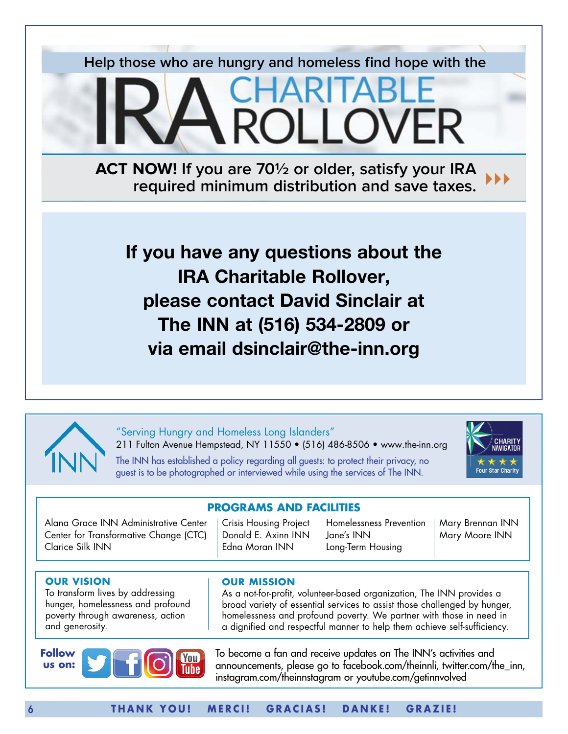Help those who are hungry and homeless find hope with the

# IRA CHARITABLE ROLLOVER

**ACT NOW!** If you are 70½ or older, satisfy your IRA required minimum distribution and save taxes.

**If you have any questions about the IRA Charitable Rollover, please contact David Sinclair at The INN at (516) 534-2809 or via email dsinclair@the-inn.org**

---

INN

"Serving Hungry and Homeless Long Islanders"

211 Fulton Avenue Hempstead, NY 11550 • (516) 486-8506 • www.the-inn.org

The INN has established a policy regarding all guests: to protect their privacy, no guest is to be photographed or interviewed while using the services of The INN.

CHARITY NAVIGATOR ★★★★ Four Star Charity

## PROGRAMS AND FACILITIES

- Alana Grace INN Administrative Center
- Center for Transformative Change (CTC)
- Clarice Silk INN
- Crisis Housing Project
- Donald E. Axinn INN
- Edna Moran INN
- Homelessness Prevention
- Jane's INN
- Long-Term Housing
- Mary Brennan INN
- Mary Moore INN

## OUR VISION

To transform lives by addressing hunger, homelessness and profound poverty through awareness, action and generosity.

## OUR MISSION

As a not-for-profit, volunteer-based organization, The INN provides a broad variety of essential services to assist those challenged by hunger, homelessness and profound poverty. We partner with those in need in a dignified and respectful manner to help them achieve self-sufficiency.

**Follow us on:**

To become a fan and receive updates on The INN's activities and announcements, please go to facebook.com/theinnli, twitter.com/the_inn, instagram.com/theinnstagram or youtube.com/getinnvolved

**THANK YOU! MERCI! GRACIAS! DANKE! GRAZIE!**